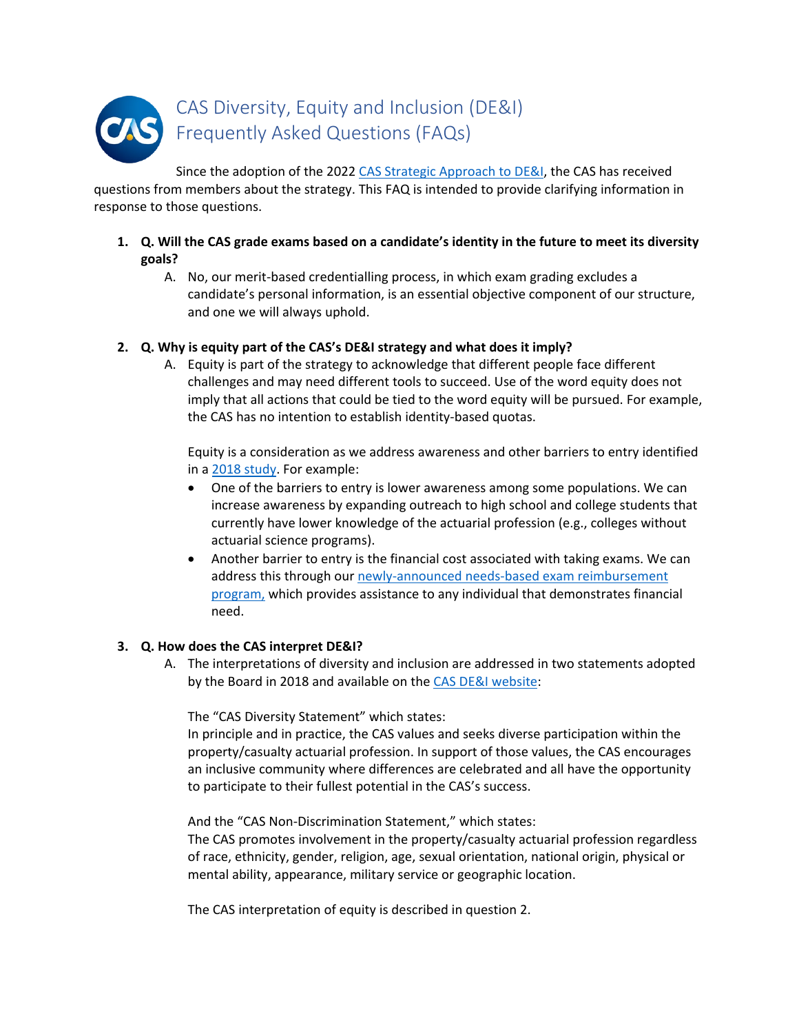# CAS Diversity, Equity and Inclusion (DE&I) Frequently Asked Questions (FAQs)

Since the adoption of the 2022 CAS Strategic Approach to DE&I, the CAS has received questions from members about the strategy. This FAQ is intended to provide clarifying information in response to those questions.

1. **Q. Will the CAS grade exams based on a candidate's identity in the future to meet its diversity goals?**

   A. No, our merit-based credentialling process, in which exam grading excludes a candidate's personal information, is an essential objective component of our structure, and one we will always uphold.

2. **Q. Why is equity part of the CAS's DE&I strategy and what does it imply?**

   A. Equity is part of the strategy to acknowledge that different people face different challenges and may need different tools to succeed. Use of the word equity does not imply that all actions that could be tied to the word equity will be pursued. For example, the CAS has no intention to establish identity-based quotas.

   Equity is a consideration as we address awareness and other barriers to entry identified in a 2018 study. For example:

   - One of the barriers to entry is lower awareness among some populations. We can increase awareness by expanding outreach to high school and college students that currently have lower knowledge of the actuarial profession (e.g., colleges without actuarial science programs).
   - Another barrier to entry is the financial cost associated with taking exams. We can address this through our newly-announced needs-based exam reimbursement program, which provides assistance to any individual that demonstrates financial need.

3. **Q. How does the CAS interpret DE&I?**

   A. The interpretations of diversity and inclusion are addressed in two statements adopted by the Board in 2018 and available on the CAS DE&I website:

   The "CAS Diversity Statement" which states:
   In principle and in practice, the CAS values and seeks diverse participation within the property/casualty actuarial profession. In support of those values, the CAS encourages an inclusive community where differences are celebrated and all have the opportunity to participate to their fullest potential in the CAS's success.

   And the "CAS Non-Discrimination Statement," which states:
   The CAS promotes involvement in the property/casualty actuarial profession regardless of race, ethnicity, gender, religion, age, sexual orientation, national origin, physical or mental ability, appearance, military service or geographic location.

   The CAS interpretation of equity is described in question 2.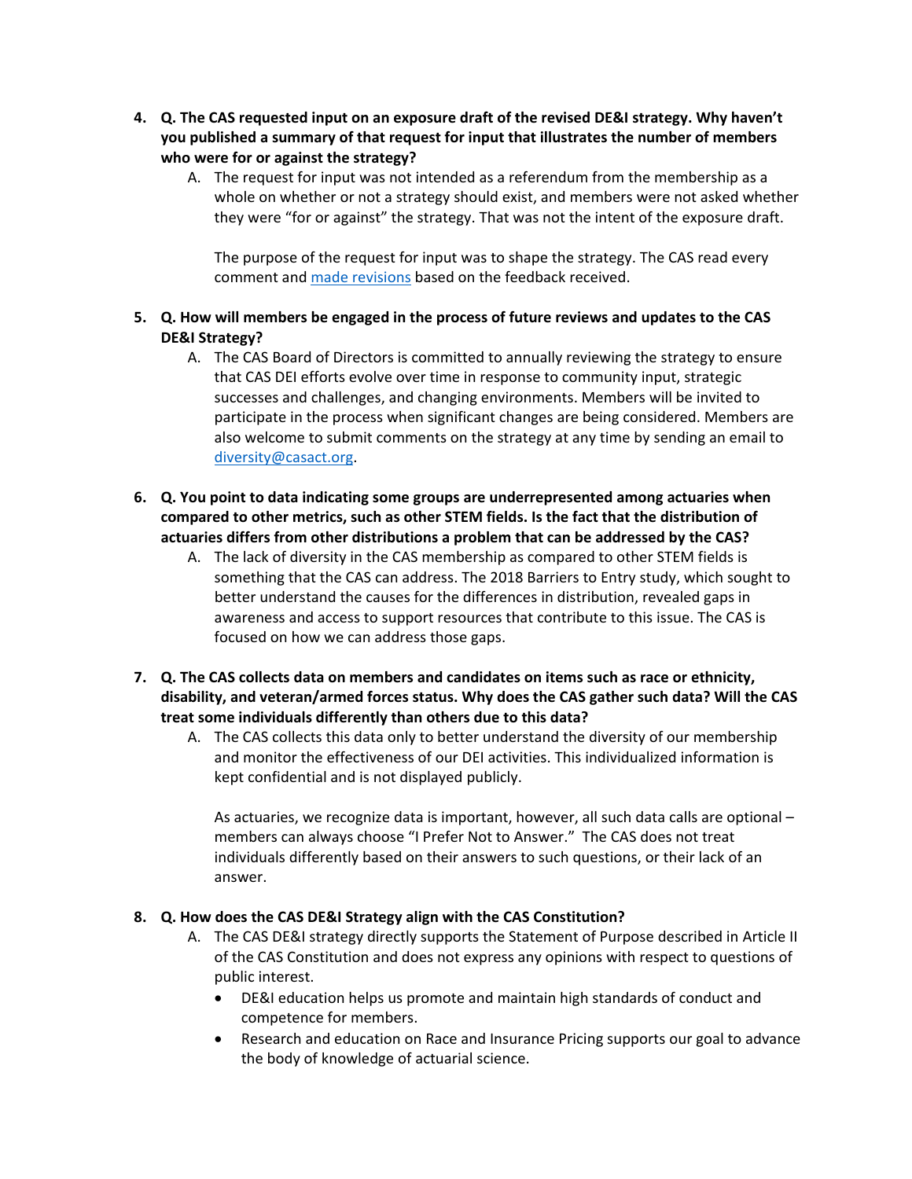4. **Q. The CAS requested input on an exposure draft of the revised DE&I strategy. Why haven't you published a summary of that request for input that illustrates the number of members who were for or against the strategy?**
   A. The request for input was not intended as a referendum from the membership as a whole on whether or not a strategy should exist, and members were not asked whether they were "for or against" the strategy. That was not the intent of the exposure draft.

   The purpose of the request for input was to shape the strategy. The CAS read every comment and made revisions based on the feedback received.

5. **Q. How will members be engaged in the process of future reviews and updates to the CAS DE&I Strategy?**
   A. The CAS Board of Directors is committed to annually reviewing the strategy to ensure that CAS DEI efforts evolve over time in response to community input, strategic successes and challenges, and changing environments. Members will be invited to participate in the process when significant changes are being considered. Members are also welcome to submit comments on the strategy at any time by sending an email to diversity@casact.org.

6. **Q. You point to data indicating some groups are underrepresented among actuaries when compared to other metrics, such as other STEM fields. Is the fact that the distribution of actuaries differs from other distributions a problem that can be addressed by the CAS?**
   A. The lack of diversity in the CAS membership as compared to other STEM fields is something that the CAS can address. The 2018 Barriers to Entry study, which sought to better understand the causes for the differences in distribution, revealed gaps in awareness and access to support resources that contribute to this issue. The CAS is focused on how we can address those gaps.

7. **Q. The CAS collects data on members and candidates on items such as race or ethnicity, disability, and veteran/armed forces status. Why does the CAS gather such data? Will the CAS treat some individuals differently than others due to this data?**
   A. The CAS collects this data only to better understand the diversity of our membership and monitor the effectiveness of our DEI activities. This individualized information is kept confidential and is not displayed publicly.

   As actuaries, we recognize data is important, however, all such data calls are optional – members can always choose "I Prefer Not to Answer." The CAS does not treat individuals differently based on their answers to such questions, or their lack of an answer.

8. **Q. How does the CAS DE&I Strategy align with the CAS Constitution?**
   A. The CAS DE&I strategy directly supports the Statement of Purpose described in Article II of the CAS Constitution and does not express any opinions with respect to questions of public interest.
   - DE&I education helps us promote and maintain high standards of conduct and competence for members.
   - Research and education on Race and Insurance Pricing supports our goal to advance the body of knowledge of actuarial science.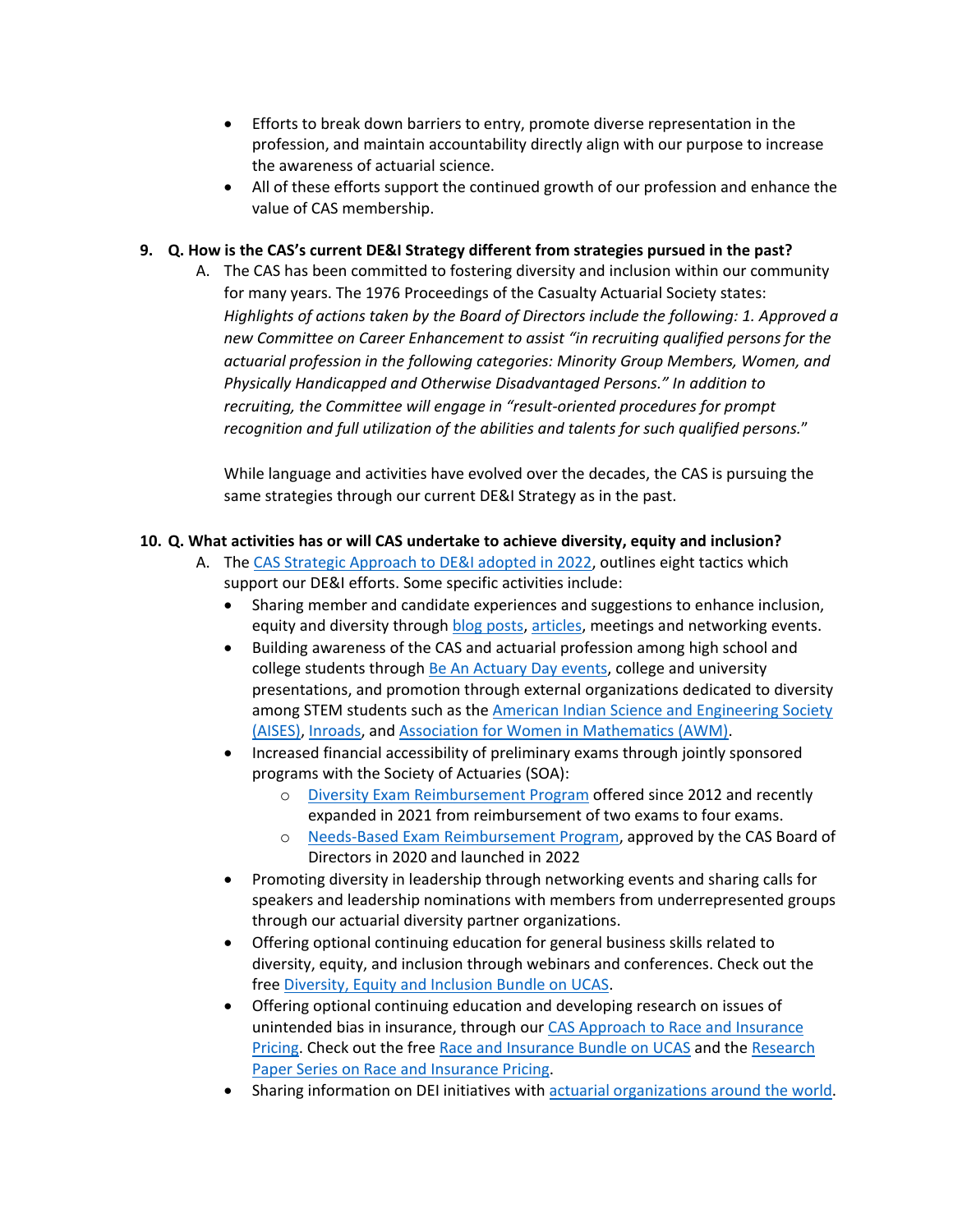- Efforts to break down barriers to entry, promote diverse representation in the profession, and maintain accountability directly align with our purpose to increase the awareness of actuarial science.
- All of these efforts support the continued growth of our profession and enhance the value of CAS membership.

**9. Q. How is the CAS's current DE&I Strategy different from strategies pursued in the past?**

A. The CAS has been committed to fostering diversity and inclusion within our community for many years. The 1976 Proceedings of the Casualty Actuarial Society states: *Highlights of actions taken by the Board of Directors include the following: 1. Approved a new Committee on Career Enhancement to assist "in recruiting qualified persons for the actuarial profession in the following categories: Minority Group Members, Women, and Physically Handicapped and Otherwise Disadvantaged Persons." In addition to recruiting, the Committee will engage in "result-oriented procedures for prompt recognition and full utilization of the abilities and talents for such qualified persons."*

While language and activities have evolved over the decades, the CAS is pursuing the same strategies through our current DE&I Strategy as in the past.

**10. Q. What activities has or will CAS undertake to achieve diversity, equity and inclusion?**

A. The CAS Strategic Approach to DE&I adopted in 2022, outlines eight tactics which support our DE&I efforts. Some specific activities include:

- Sharing member and candidate experiences and suggestions to enhance inclusion, equity and diversity through blog posts, articles, meetings and networking events.
- Building awareness of the CAS and actuarial profession among high school and college students through Be An Actuary Day events, college and university presentations, and promotion through external organizations dedicated to diversity among STEM students such as the American Indian Science and Engineering Society (AISES), Inroads, and Association for Women in Mathematics (AWM).
- Increased financial accessibility of preliminary exams through jointly sponsored programs with the Society of Actuaries (SOA):
  - Diversity Exam Reimbursement Program offered since 2012 and recently expanded in 2021 from reimbursement of two exams to four exams.
  - Needs-Based Exam Reimbursement Program, approved by the CAS Board of Directors in 2020 and launched in 2022
- Promoting diversity in leadership through networking events and sharing calls for speakers and leadership nominations with members from underrepresented groups through our actuarial diversity partner organizations.
- Offering optional continuing education for general business skills related to diversity, equity, and inclusion through webinars and conferences. Check out the free Diversity, Equity and Inclusion Bundle on UCAS.
- Offering optional continuing education and developing research on issues of unintended bias in insurance, through our CAS Approach to Race and Insurance Pricing. Check out the free Race and Insurance Bundle on UCAS and the Research Paper Series on Race and Insurance Pricing.
- Sharing information on DEI initiatives with actuarial organizations around the world.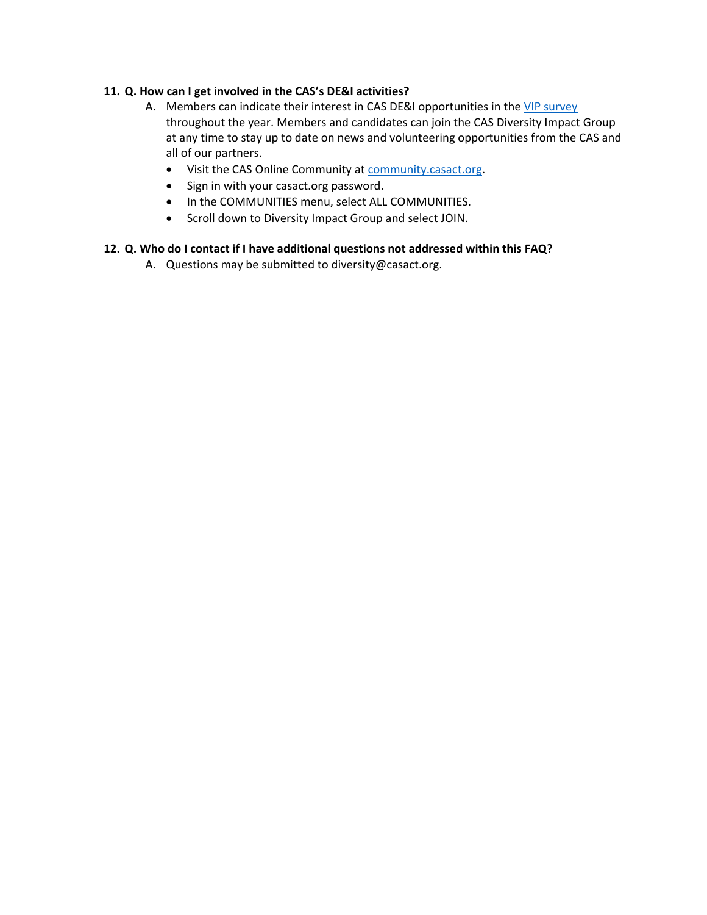**11. Q. How can I get involved in the CAS's DE&I activities?**

A. Members can indicate their interest in CAS DE&I opportunities in the [VIP survey]() throughout the year. Members and candidates can join the CAS Diversity Impact Group at any time to stay up to date on news and volunteering opportunities from the CAS and all of our partners.

- Visit the CAS Online Community at [community.casact.org]().
- Sign in with your casact.org password.
- In the COMMUNITIES menu, select ALL COMMUNITIES.
- Scroll down to Diversity Impact Group and select JOIN.

**12. Q. Who do I contact if I have additional questions not addressed within this FAQ?**

A. Questions may be submitted to diversity@casact.org.